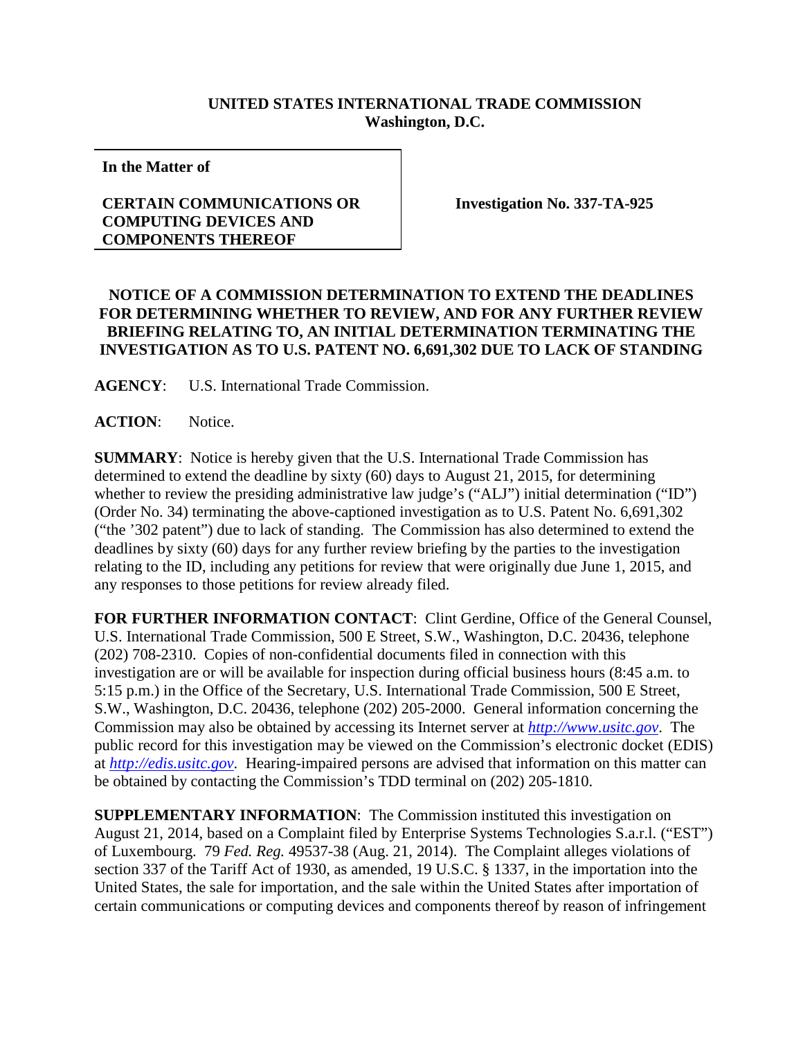**UNITED STATES INTERNATIONAL TRADE COMMISSION**
**Washington, D.C.**

**In the Matter of**

**CERTAIN COMMUNICATIONS OR COMPUTING DEVICES AND COMPONENTS THEREOF**

**Investigation No. 337-TA-925**

**NOTICE OF A COMMISSION DETERMINATION TO EXTEND THE DEADLINES FOR DETERMINING WHETHER TO REVIEW, AND FOR ANY FURTHER REVIEW BRIEFING RELATING TO, AN INITIAL DETERMINATION TERMINATING THE INVESTIGATION AS TO U.S. PATENT NO. 6,691,302 DUE TO LACK OF STANDING**

**AGENCY**: U.S. International Trade Commission.

**ACTION**: Notice.

**SUMMARY**: Notice is hereby given that the U.S. International Trade Commission has determined to extend the deadline by sixty (60) days to August 21, 2015, for determining whether to review the presiding administrative law judge's ("ALJ") initial determination ("ID") (Order No. 34) terminating the above-captioned investigation as to U.S. Patent No. 6,691,302 ("the '302 patent") due to lack of standing. The Commission has also determined to extend the deadlines by sixty (60) days for any further review briefing by the parties to the investigation relating to the ID, including any petitions for review that were originally due June 1, 2015, and any responses to those petitions for review already filed.

**FOR FURTHER INFORMATION CONTACT**: Clint Gerdine, Office of the General Counsel, U.S. International Trade Commission, 500 E Street, S.W., Washington, D.C. 20436, telephone (202) 708-2310. Copies of non-confidential documents filed in connection with this investigation are or will be available for inspection during official business hours (8:45 a.m. to 5:15 p.m.) in the Office of the Secretary, U.S. International Trade Commission, 500 E Street, S.W., Washington, D.C. 20436, telephone (202) 205-2000. General information concerning the Commission may also be obtained by accessing its Internet server at *http://www.usitc.gov*. The public record for this investigation may be viewed on the Commission's electronic docket (EDIS) at *http://edis.usitc.gov*. Hearing-impaired persons are advised that information on this matter can be obtained by contacting the Commission's TDD terminal on (202) 205-1810.

**SUPPLEMENTARY INFORMATION**: The Commission instituted this investigation on August 21, 2014, based on a Complaint filed by Enterprise Systems Technologies S.a.r.l. ("EST") of Luxembourg. 79 *Fed. Reg.* 49537-38 (Aug. 21, 2014). The Complaint alleges violations of section 337 of the Tariff Act of 1930, as amended, 19 U.S.C. § 1337, in the importation into the United States, the sale for importation, and the sale within the United States after importation of certain communications or computing devices and components thereof by reason of infringement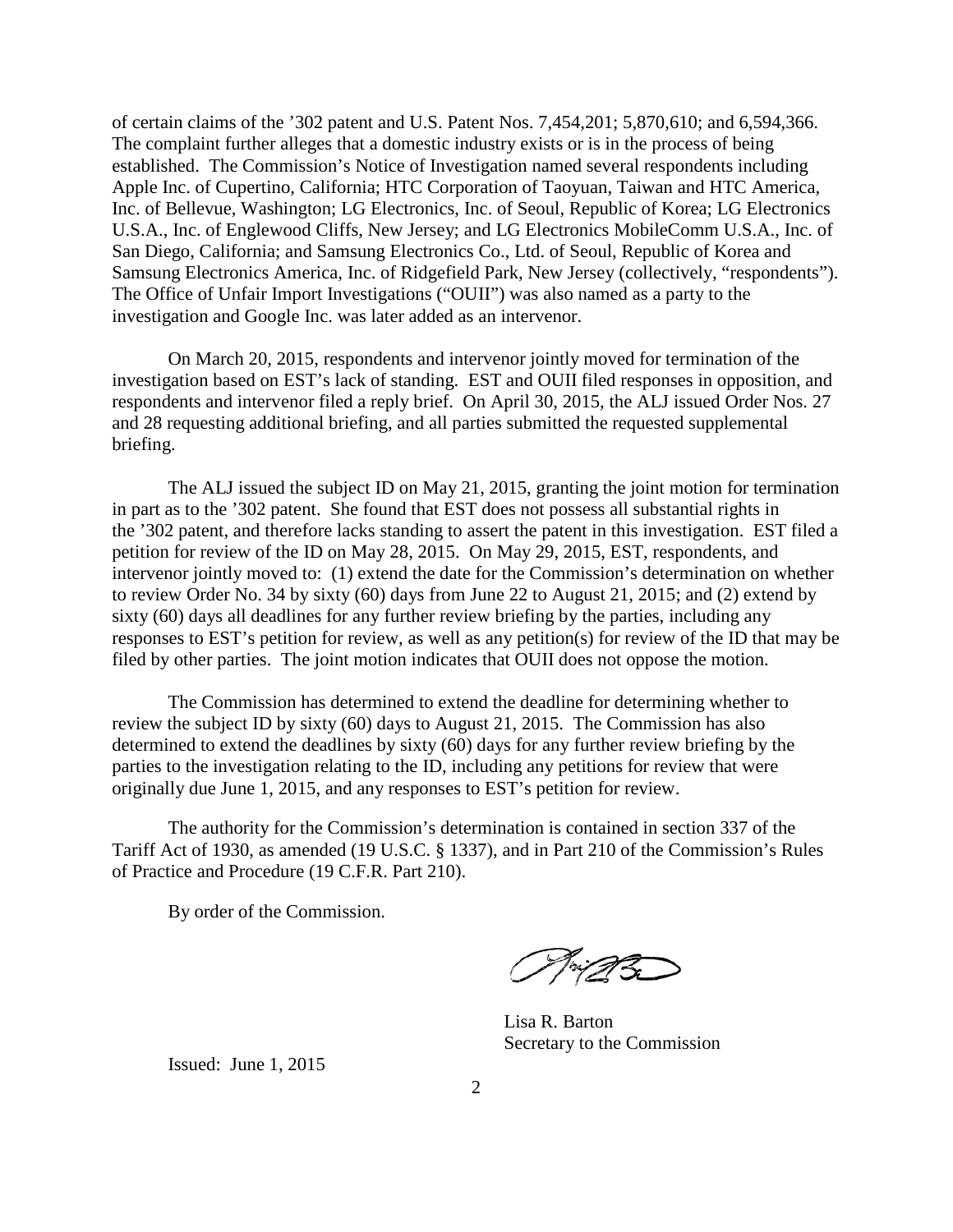of certain claims of the '302 patent and U.S. Patent Nos. 7,454,201; 5,870,610; and 6,594,366. The complaint further alleges that a domestic industry exists or is in the process of being established. The Commission's Notice of Investigation named several respondents including Apple Inc. of Cupertino, California; HTC Corporation of Taoyuan, Taiwan and HTC America, Inc. of Bellevue, Washington; LG Electronics, Inc. of Seoul, Republic of Korea; LG Electronics U.S.A., Inc. of Englewood Cliffs, New Jersey; and LG Electronics MobileComm U.S.A., Inc. of San Diego, California; and Samsung Electronics Co., Ltd. of Seoul, Republic of Korea and Samsung Electronics America, Inc. of Ridgefield Park, New Jersey (collectively, "respondents"). The Office of Unfair Import Investigations ("OUII") was also named as a party to the investigation and Google Inc. was later added as an intervenor.

On March 20, 2015, respondents and intervenor jointly moved for termination of the investigation based on EST's lack of standing. EST and OUII filed responses in opposition, and respondents and intervenor filed a reply brief. On April 30, 2015, the ALJ issued Order Nos. 27 and 28 requesting additional briefing, and all parties submitted the requested supplemental briefing.

The ALJ issued the subject ID on May 21, 2015, granting the joint motion for termination in part as to the '302 patent. She found that EST does not possess all substantial rights in the '302 patent, and therefore lacks standing to assert the patent in this investigation. EST filed a petition for review of the ID on May 28, 2015. On May 29, 2015, EST, respondents, and intervenor jointly moved to: (1) extend the date for the Commission's determination on whether to review Order No. 34 by sixty (60) days from June 22 to August 21, 2015; and (2) extend by sixty (60) days all deadlines for any further review briefing by the parties, including any responses to EST's petition for review, as well as any petition(s) for review of the ID that may be filed by other parties. The joint motion indicates that OUII does not oppose the motion.

The Commission has determined to extend the deadline for determining whether to review the subject ID by sixty (60) days to August 21, 2015. The Commission has also determined to extend the deadlines by sixty (60) days for any further review briefing by the parties to the investigation relating to the ID, including any petitions for review that were originally due June 1, 2015, and any responses to EST's petition for review.

The authority for the Commission's determination is contained in section 337 of the Tariff Act of 1930, as amended (19 U.S.C. § 1337), and in Part 210 of the Commission's Rules of Practice and Procedure (19 C.F.R. Part 210).

By order of the Commission.

Lisa R. Barton
Secretary to the Commission

Issued: June 1, 2015